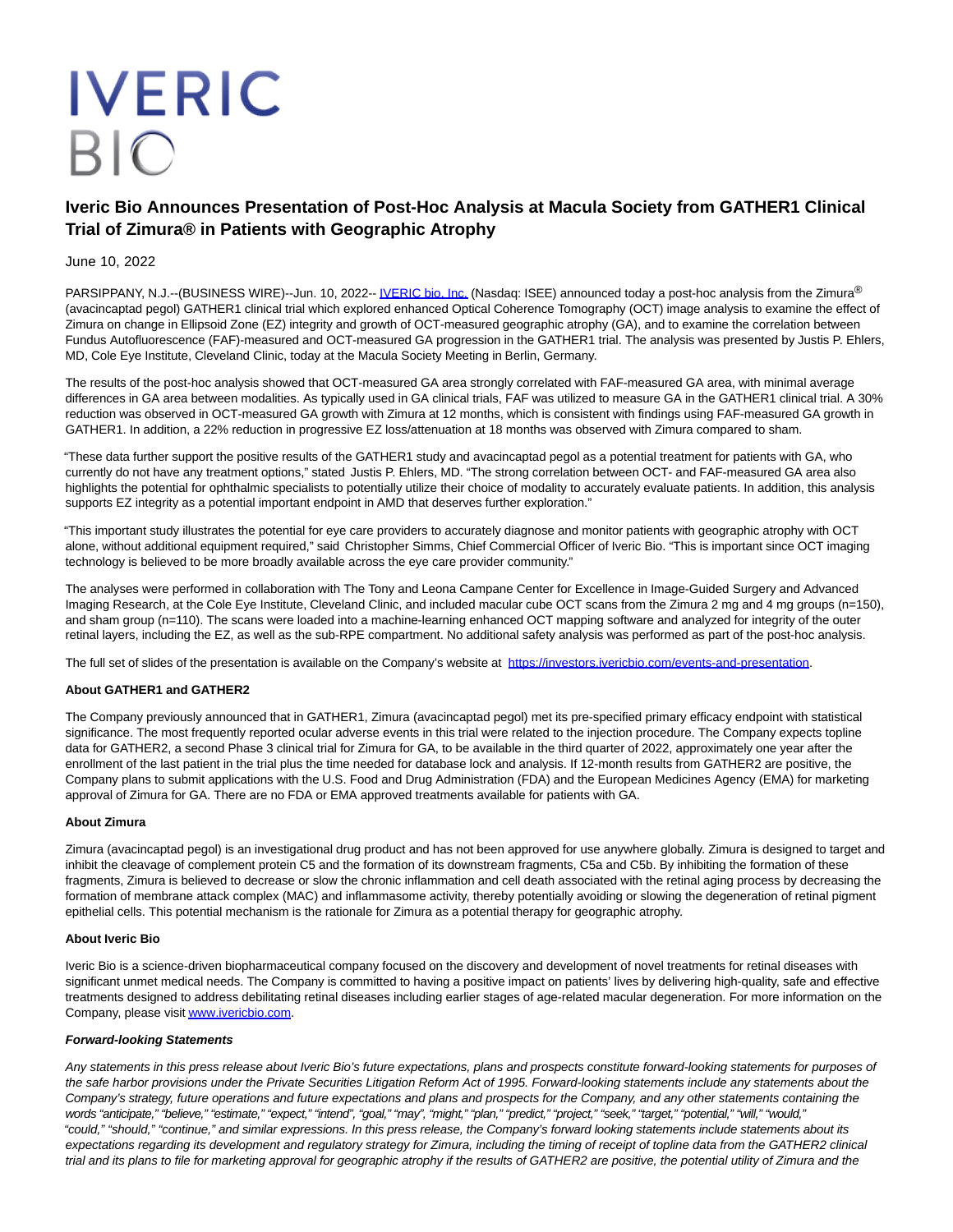IVERIC BIO

# Iveric Bio Announces Presentation of Post-Hoc Analysis at Macula Society from GATHER1 Clinical Trial of Zimura® in Patients with Geographic Atrophy

June 10, 2022

PARSIPPANY, N.J.--(BUSINESS WIRE)--Jun. 10, 2022-- IVERIC bio, Inc. (Nasdaq: ISEE) announced today a post-hoc analysis from the Zimura® (avacincaptad pegol) GATHER1 clinical trial which explored enhanced Optical Coherence Tomography (OCT) image analysis to examine the effect of Zimura on change in Ellipsoid Zone (EZ) integrity and growth of OCT-measured geographic atrophy (GA), and to examine the correlation between Fundus Autofluorescence (FAF)-measured and OCT-measured GA progression in the GATHER1 trial. The analysis was presented by Justis P. Ehlers, MD, Cole Eye Institute, Cleveland Clinic, today at the Macula Society Meeting in Berlin, Germany.

The results of the post-hoc analysis showed that OCT-measured GA area strongly correlated with FAF-measured GA area, with minimal average differences in GA area between modalities. As typically used in GA clinical trials, FAF was utilized to measure GA in the GATHER1 clinical trial. A 30% reduction was observed in OCT-measured GA growth with Zimura at 12 months, which is consistent with findings using FAF-measured GA growth in GATHER1. In addition, a 22% reduction in progressive EZ loss/attenuation at 18 months was observed with Zimura compared to sham.

"These data further support the positive results of the GATHER1 study and avacincaptad pegol as a potential treatment for patients with GA, who currently do not have any treatment options," stated Justis P. Ehlers, MD. "The strong correlation between OCT- and FAF-measured GA area also highlights the potential for ophthalmic specialists to potentially utilize their choice of modality to accurately evaluate patients. In addition, this analysis supports EZ integrity as a potential important endpoint in AMD that deserves further exploration."

"This important study illustrates the potential for eye care providers to accurately diagnose and monitor patients with geographic atrophy with OCT alone, without additional equipment required," said Christopher Simms, Chief Commercial Officer of Iveric Bio. "This is important since OCT imaging technology is believed to be more broadly available across the eye care provider community."

The analyses were performed in collaboration with The Tony and Leona Campane Center for Excellence in Image-Guided Surgery and Advanced Imaging Research, at the Cole Eye Institute, Cleveland Clinic, and included macular cube OCT scans from the Zimura 2 mg and 4 mg groups (n=150), and sham group (n=110). The scans were loaded into a machine-learning enhanced OCT mapping software and analyzed for integrity of the outer retinal layers, including the EZ, as well as the sub-RPE compartment. No additional safety analysis was performed as part of the post-hoc analysis.

The full set of slides of the presentation is available on the Company's website at https://investors.ivericbio.com/events-and-presentation.

**About GATHER1 and GATHER2**

The Company previously announced that in GATHER1, Zimura (avacincaptad pegol) met its pre-specified primary efficacy endpoint with statistical significance. The most frequently reported ocular adverse events in this trial were related to the injection procedure. The Company expects topline data for GATHER2, a second Phase 3 clinical trial for Zimura for GA, to be available in the third quarter of 2022, approximately one year after the enrollment of the last patient in the trial plus the time needed for database lock and analysis. If 12-month results from GATHER2 are positive, the Company plans to submit applications with the U.S. Food and Drug Administration (FDA) and the European Medicines Agency (EMA) for marketing approval of Zimura for GA. There are no FDA or EMA approved treatments available for patients with GA.

**About Zimura**

Zimura (avacincaptad pegol) is an investigational drug product and has not been approved for use anywhere globally. Zimura is designed to target and inhibit the cleavage of complement protein C5 and the formation of its downstream fragments, C5a and C5b. By inhibiting the formation of these fragments, Zimura is believed to decrease or slow the chronic inflammation and cell death associated with the retinal aging process by decreasing the formation of membrane attack complex (MAC) and inflammasome activity, thereby potentially avoiding or slowing the degeneration of retinal pigment epithelial cells. This potential mechanism is the rationale for Zimura as a potential therapy for geographic atrophy.

**About Iveric Bio**

Iveric Bio is a science-driven biopharmaceutical company focused on the discovery and development of novel treatments for retinal diseases with significant unmet medical needs. The Company is committed to having a positive impact on patients' lives by delivering high-quality, safe and effective treatments designed to address debilitating retinal diseases including earlier stages of age-related macular degeneration. For more information on the Company, please visit www.ivericbio.com.

***Forward-looking Statements***

*Any statements in this press release about Iveric Bio's future expectations, plans and prospects constitute forward-looking statements for purposes of the safe harbor provisions under the Private Securities Litigation Reform Act of 1995. Forward-looking statements include any statements about the Company's strategy, future operations and future expectations and plans and prospects for the Company, and any other statements containing the words "anticipate," "believe," "estimate," "expect," "intend", "goal," "may", "might," "plan," "predict," "project," "seek," "target," "potential," "will," "would," "could," "should," "continue," and similar expressions. In this press release, the Company's forward looking statements include statements about its expectations regarding its development and regulatory strategy for Zimura, including the timing of receipt of topline data from the GATHER2 clinical trial and its plans to file for marketing approval for geographic atrophy if the results of GATHER2 are positive, the potential utility of Zimura and the*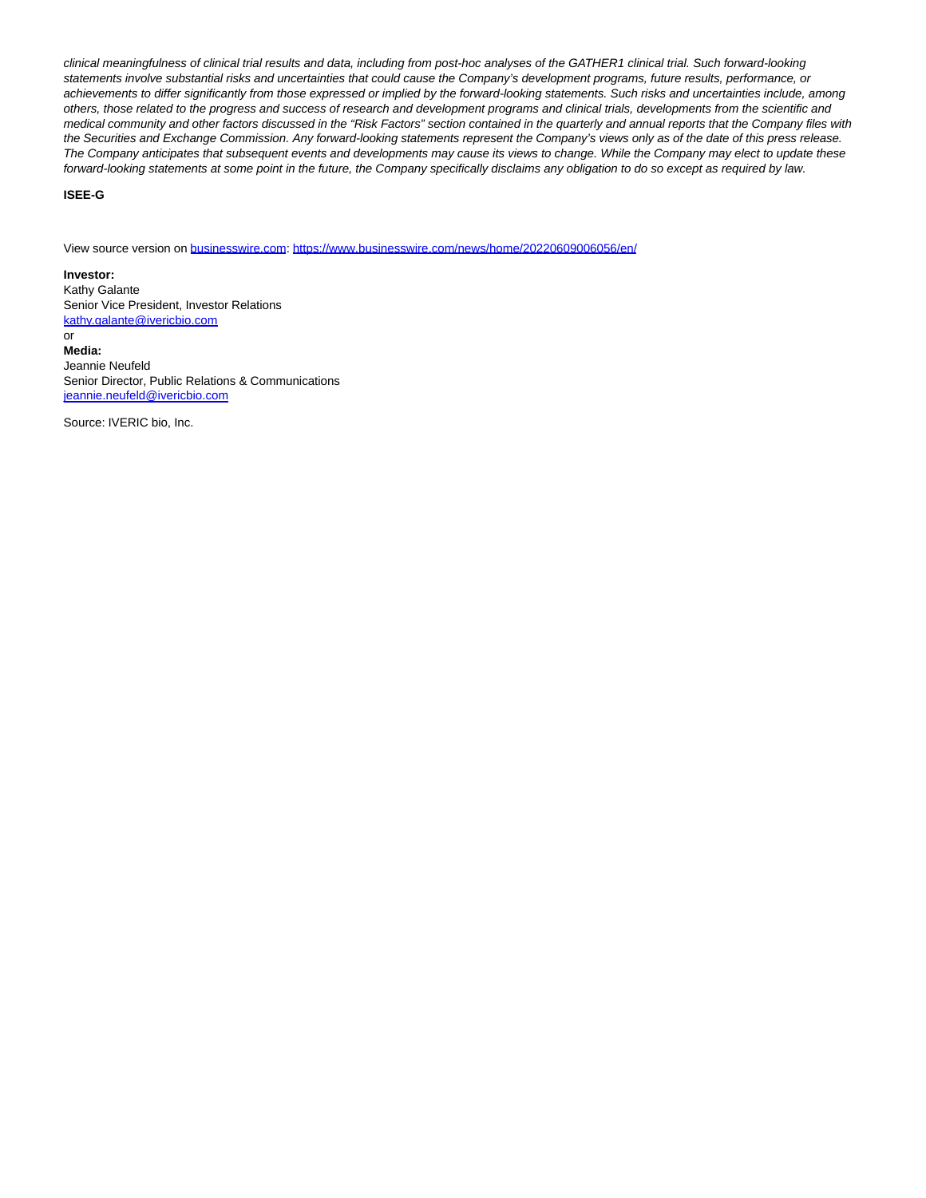*clinical meaningfulness of clinical trial results and data, including from post-hoc analyses of the GATHER1 clinical trial. Such forward-looking statements involve substantial risks and uncertainties that could cause the Company's development programs, future results, performance, or achievements to differ significantly from those expressed or implied by the forward-looking statements. Such risks and uncertainties include, among others, those related to the progress and success of research and development programs and clinical trials, developments from the scientific and medical community and other factors discussed in the "Risk Factors" section contained in the quarterly and annual reports that the Company files with the Securities and Exchange Commission. Any forward-looking statements represent the Company's views only as of the date of this press release. The Company anticipates that subsequent events and developments may cause its views to change. While the Company may elect to update these forward-looking statements at some point in the future, the Company specifically disclaims any obligation to do so except as required by law.*

**ISEE-G**

View source version on businesswire.com: https://www.businesswire.com/news/home/20220609006056/en/

**Investor:**
Kathy Galante
Senior Vice President, Investor Relations
kathy.galante@ivericbio.com
or
**Media:**
Jeannie Neufeld
Senior Director, Public Relations & Communications
jeannie.neufeld@ivericbio.com

Source: IVERIC bio, Inc.